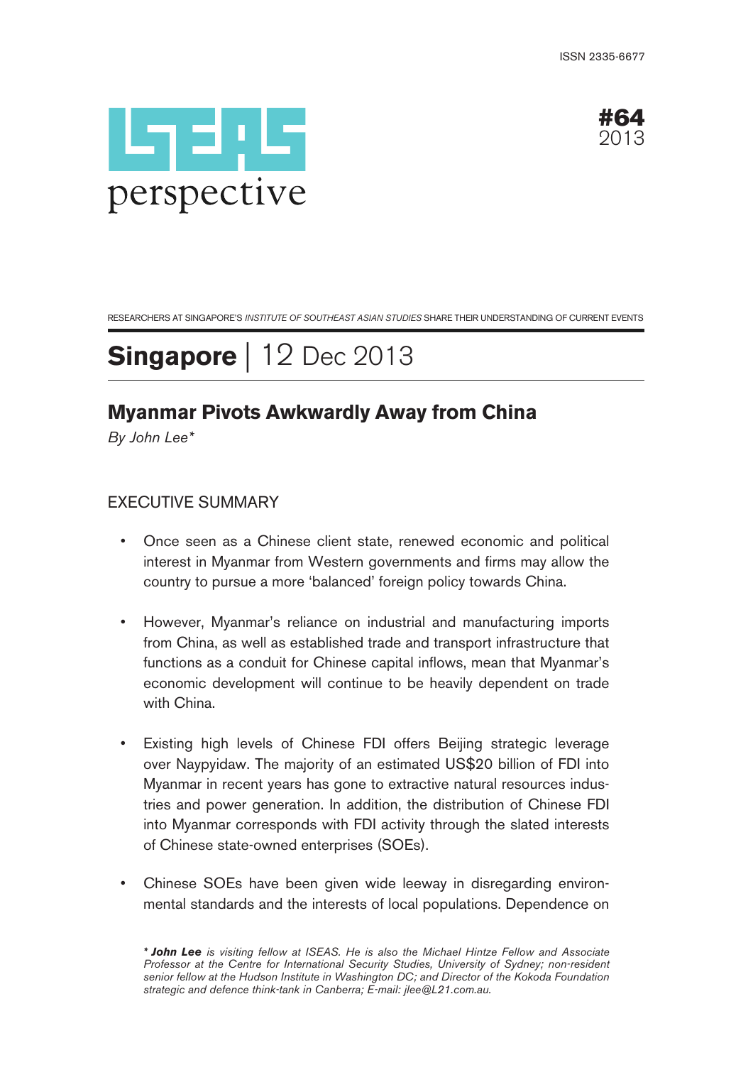ISSN 2335-6677

ISEAS perspective

#64 2013

RESEARCHERS AT SINGAPORE'S *INSTITUTE OF SOUTHEAST ASIAN STUDIES* SHARE THEIR UNDERSTANDING OF CURRENT EVENTS

# **Singapore** | 12 Dec 2013

## Myanmar Pivots Awkwardly Away from China

*By John Lee\**

### EXECUTIVE SUMMARY

- Once seen as a Chinese client state, renewed economic and political interest in Myanmar from Western governments and firms may allow the country to pursue a more 'balanced' foreign policy towards China.
- However, Myanmar's reliance on industrial and manufacturing imports from China, as well as established trade and transport infrastructure that functions as a conduit for Chinese capital inflows, mean that Myanmar's economic development will continue to be heavily dependent on trade with China.
- Existing high levels of Chinese FDI offers Beijing strategic leverage over Naypyidaw. The majority of an estimated US$20 billion of FDI into Myanmar in recent years has gone to extractive natural resources industries and power generation. In addition, the distribution of Chinese FDI into Myanmar corresponds with FDI activity through the slated interests of Chinese state-owned enterprises (SOEs).
- Chinese SOEs have been given wide leeway in disregarding environmental standards and the interests of local populations. Dependence on

*\* **John Lee** is visiting fellow at ISEAS. He is also the Michael Hintze Fellow and Associate Professor at the Centre for International Security Studies, University of Sydney; non-resident senior fellow at the Hudson Institute in Washington DC; and Director of the Kokoda Foundation strategic and defence think-tank in Canberra; E-mail: jlee@L21.com.au.*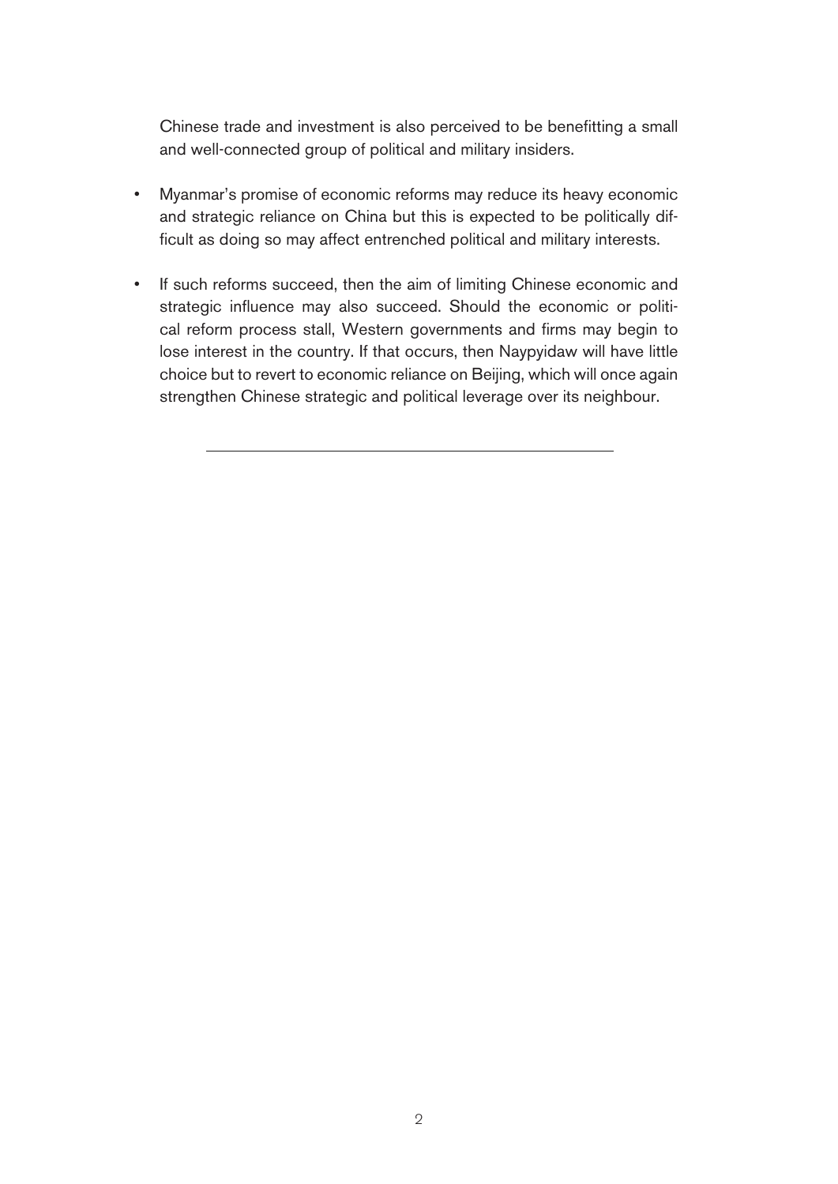Chinese trade and investment is also perceived to be benefitting a small and well-connected group of political and military insiders.

- Myanmar's promise of economic reforms may reduce its heavy economic and strategic reliance on China but this is expected to be politically difficult as doing so may affect entrenched political and military interests.

- If such reforms succeed, then the aim of limiting Chinese economic and strategic influence may also succeed. Should the economic or political reform process stall, Western governments and firms may begin to lose interest in the country. If that occurs, then Naypyidaw will have little choice but to revert to economic reliance on Beijing, which will once again strengthen Chinese strategic and political leverage over its neighbour.

---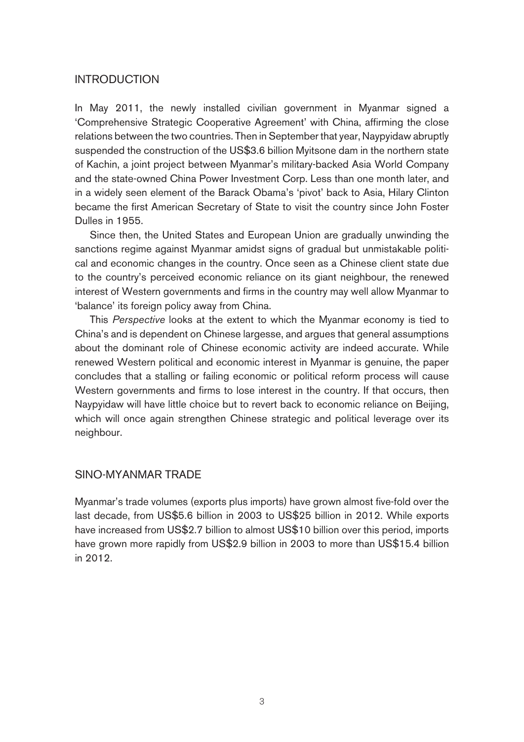## INTRODUCTION

In May 2011, the newly installed civilian government in Myanmar signed a 'Comprehensive Strategic Cooperative Agreement' with China, affirming the close relations between the two countries. Then in September that year, Naypyidaw abruptly suspended the construction of the US$3.6 billion Myitsone dam in the northern state of Kachin, a joint project between Myanmar's military-backed Asia World Company and the state-owned China Power Investment Corp. Less than one month later, and in a widely seen element of the Barack Obama's 'pivot' back to Asia, Hilary Clinton became the first American Secretary of State to visit the country since John Foster Dulles in 1955.

Since then, the United States and European Union are gradually unwinding the sanctions regime against Myanmar amidst signs of gradual but unmistakable political and economic changes in the country. Once seen as a Chinese client state due to the country's perceived economic reliance on its giant neighbour, the renewed interest of Western governments and firms in the country may well allow Myanmar to 'balance' its foreign policy away from China.

This *Perspective* looks at the extent to which the Myanmar economy is tied to China's and is dependent on Chinese largesse, and argues that general assumptions about the dominant role of Chinese economic activity are indeed accurate. While renewed Western political and economic interest in Myanmar is genuine, the paper concludes that a stalling or failing economic or political reform process will cause Western governments and firms to lose interest in the country. If that occurs, then Naypyidaw will have little choice but to revert back to economic reliance on Beijing, which will once again strengthen Chinese strategic and political leverage over its neighbour.

## SINO-MYANMAR TRADE

Myanmar's trade volumes (exports plus imports) have grown almost five-fold over the last decade, from US$5.6 billion in 2003 to US$25 billion in 2012. While exports have increased from US$2.7 billion to almost US$10 billion over this period, imports have grown more rapidly from US$2.9 billion in 2003 to more than US$15.4 billion in 2012.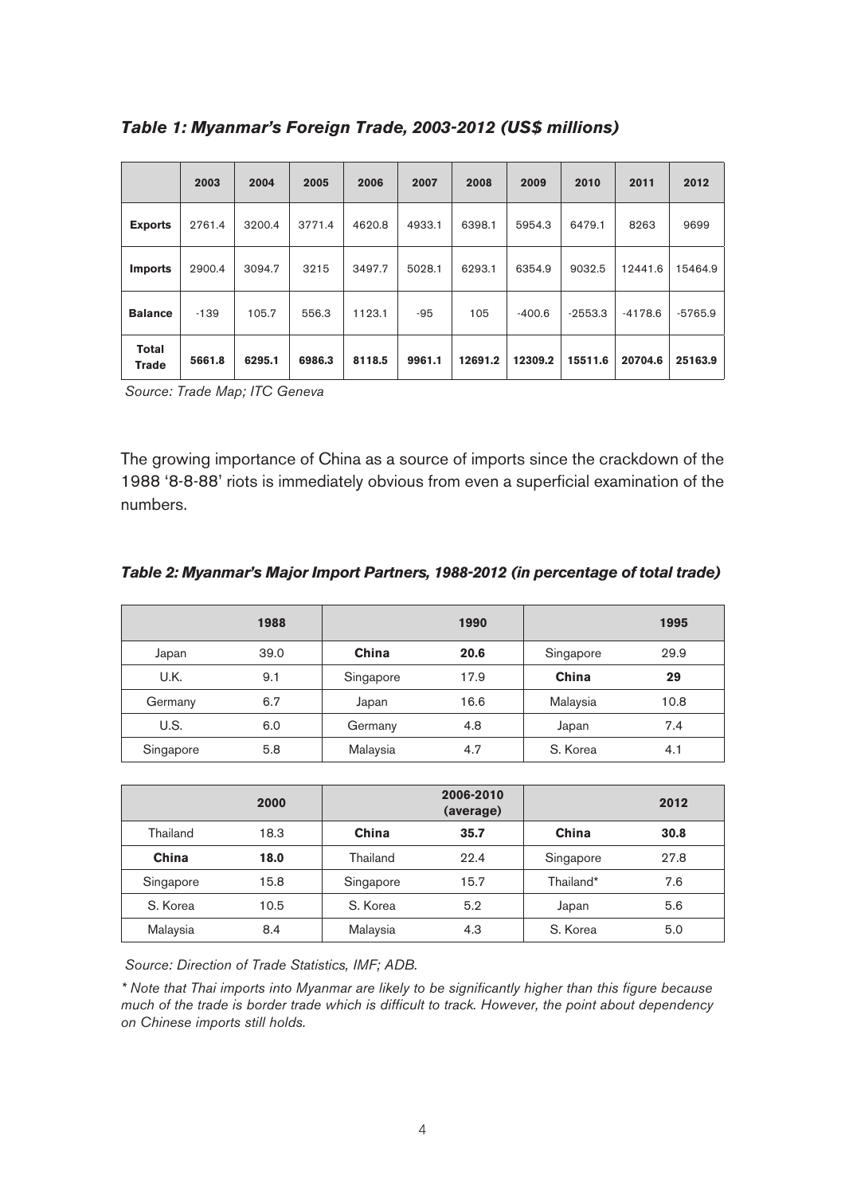***Table 1: Myanmar's Foreign Trade, 2003-2012 (US$ millions)***

| | 2003 | 2004 | 2005 | 2006 | 2007 | 2008 | 2009 | 2010 | 2011 | 2012 |
|---|---|---|---|---|---|---|---|---|---|---|
| **Exports** | 2761.4 | 3200.4 | 3771.4 | 4620.8 | 4933.1 | 6398.1 | 5954.3 | 6479.1 | 8263 | 9699 |
| **Imports** | 2900.4 | 3094.7 | 3215 | 3497.7 | 5028.1 | 6293.1 | 6354.9 | 9032.5 | 12441.6 | 15464.9 |
| **Balance** | -139 | 105.7 | 556.3 | 1123.1 | -95 | 105 | -400.6 | -2553.3 | -4178.6 | -5765.9 |
| **Total Trade** | **5661.8** | **6295.1** | **6986.3** | **8118.5** | **9961.1** | **12691.2** | **12309.2** | **15511.6** | **20704.6** | **25163.9** |

*Source: Trade Map; ITC Geneva*

The growing importance of China as a source of imports since the crackdown of the 1988 '8-8-88' riots is immediately obvious from even a superficial examination of the numbers.

***Table 2: Myanmar's Major Import Partners, 1988-2012 (in percentage of total trade)***

| | 1988 | | 1990 | | 1995 |
|---|---|---|---|---|---|
| Japan | 39.0 | **China** | **20.6** | Singapore | 29.9 |
| U.K. | 9.1 | Singapore | 17.9 | **China** | **29** |
| Germany | 6.7 | Japan | 16.6 | Malaysia | 10.8 |
| U.S. | 6.0 | Germany | 4.8 | Japan | 7.4 |
| Singapore | 5.8 | Malaysia | 4.7 | S. Korea | 4.1 |

| | 2000 | | 2006-2010 (average) | | 2012 |
|---|---|---|---|---|---|
| Thailand | 18.3 | **China** | **35.7** | **China** | **30.8** |
| **China** | **18.0** | Thailand | 22.4 | Singapore | 27.8 |
| Singapore | 15.8 | Singapore | 15.7 | Thailand* | 7.6 |
| S. Korea | 10.5 | S. Korea | 5.2 | Japan | 5.6 |
| Malaysia | 8.4 | Malaysia | 4.3 | S. Korea | 5.0 |

*Source: Direction of Trade Statistics, IMF; ADB.*

*\* Note that Thai imports into Myanmar are likely to be significantly higher than this figure because much of the trade is border trade which is difficult to track. However, the point about dependency on Chinese imports still holds.*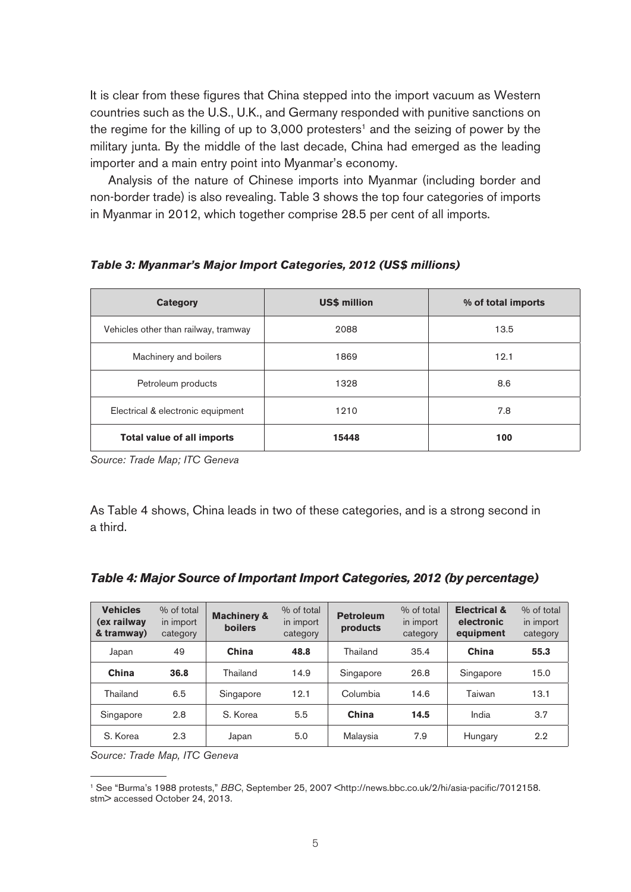It is clear from these figures that China stepped into the import vacuum as Western countries such as the U.S., U.K., and Germany responded with punitive sanctions on the regime for the killing of up to 3,000 protesters[1] and the seizing of power by the military junta. By the middle of the last decade, China had emerged as the leading importer and a main entry point into Myanmar's economy.

Analysis of the nature of Chinese imports into Myanmar (including border and non-border trade) is also revealing. Table 3 shows the top four categories of imports in Myanmar in 2012, which together comprise 28.5 per cent of all imports.

***Table 3: Myanmar's Major Import Categories, 2012 (US$ millions)***

| Category | US$ million | % of total imports |
|---|---|---|
| Vehicles other than railway, tramway | 2088 | 13.5 |
| Machinery and boilers | 1869 | 12.1 |
| Petroleum products | 1328 | 8.6 |
| Electrical & electronic equipment | 1210 | 7.8 |
| **Total value of all imports** | **15448** | **100** |

*Source: Trade Map; ITC Geneva*

As Table 4 shows, China leads in two of these categories, and is a strong second in a third.

***Table 4: Major Source of Important Import Categories, 2012 (by percentage)***

| Vehicles (ex railway & tramway) | % of total in import category | Machinery & boilers | % of total in import category | Petroleum products | % of total in import category | Electrical & electronic equipment | % of total in import category |
|---|---|---|---|---|---|---|---|
| Japan | 49 | **China** | **48.8** | Thailand | 35.4 | **China** | **55.3** |
| **China** | **36.8** | Thailand | 14.9 | Singapore | 26.8 | Singapore | 15.0 |
| Thailand | 6.5 | Singapore | 12.1 | Columbia | 14.6 | Taiwan | 13.1 |
| Singapore | 2.8 | S. Korea | 5.5 | **China** | **14.5** | India | 3.7 |
| S. Korea | 2.3 | Japan | 5.0 | Malaysia | 7.9 | Hungary | 2.2 |

*Source: Trade Map, ITC Geneva*

---

[1] See "Burma's 1988 protests," *BBC*, September 25, 2007 <http://news.bbc.co.uk/2/hi/asia-pacific/7012158.stm> accessed October 24, 2013.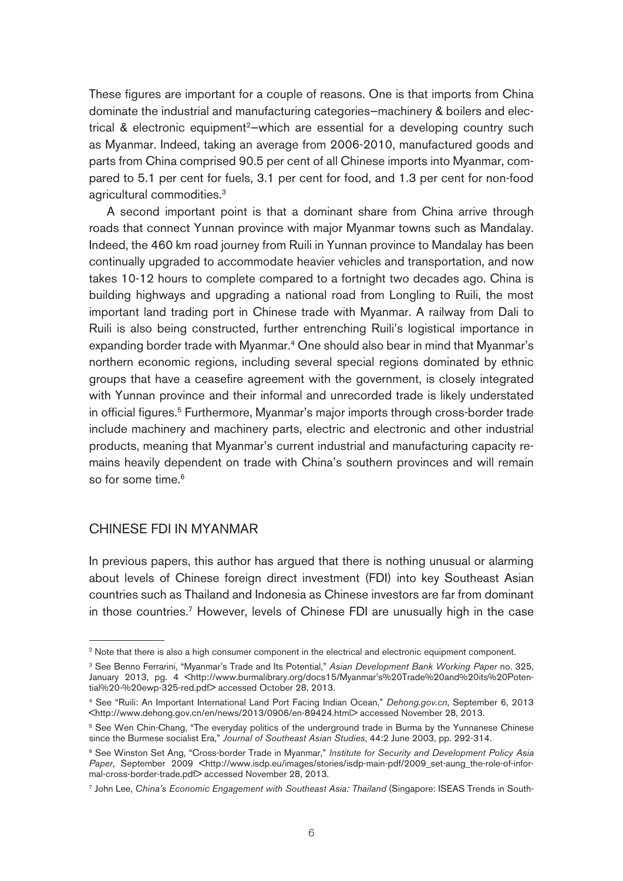These figures are important for a couple of reasons. One is that imports from China dominate the industrial and manufacturing categories—machinery & boilers and electrical & electronic equipment[2]—which are essential for a developing country such as Myanmar. Indeed, taking an average from 2006-2010, manufactured goods and parts from China comprised 90.5 per cent of all Chinese imports into Myanmar, compared to 5.1 per cent for fuels, 3.1 per cent for food, and 1.3 per cent for non-food agricultural commodities.[3]

A second important point is that a dominant share from China arrive through roads that connect Yunnan province with major Myanmar towns such as Mandalay. Indeed, the 460 km road journey from Ruili in Yunnan province to Mandalay has been continually upgraded to accommodate heavier vehicles and transportation, and now takes 10-12 hours to complete compared to a fortnight two decades ago. China is building highways and upgrading a national road from Longling to Ruili, the most important land trading port in Chinese trade with Myanmar. A railway from Dali to Ruili is also being constructed, further entrenching Ruili's logistical importance in expanding border trade with Myanmar.[4] One should also bear in mind that Myanmar's northern economic regions, including several special regions dominated by ethnic groups that have a ceasefire agreement with the government, is closely integrated with Yunnan province and their informal and unrecorded trade is likely understated in official figures.[5] Furthermore, Myanmar's major imports through cross-border trade include machinery and machinery parts, electric and electronic and other industrial products, meaning that Myanmar's current industrial and manufacturing capacity remains heavily dependent on trade with China's southern provinces and will remain so for some time.[6]

## CHINESE FDI IN MYANMAR

In previous papers, this author has argued that there is nothing unusual or alarming about levels of Chinese foreign direct investment (FDI) into key Southeast Asian countries such as Thailand and Indonesia as Chinese investors are far from dominant in those countries.[7] However, levels of Chinese FDI are unusually high in the case

---

[2] Note that there is also a high consumer component in the electrical and electronic equipment component.

[3] See Benno Ferrarini, "Myanmar's Trade and Its Potential," *Asian Development Bank Working Paper* no. 325, January 2013, pg. 4 <http://www.burmalibrary.org/docs15/Myanmar's%20Trade%20and%20its%20Potential%20-%20ewp-325-red.pdf> accessed October 28, 2013.

[4] See "Ruili: An Important International Land Port Facing Indian Ocean," *Dehong.gov.cn*, September 6, 2013 <http://www.dehong.gov.cn/en/news/2013/0906/en-89424.html> accessed November 28, 2013.

[5] See Wen Chin-Chang, "The everyday politics of the underground trade in Burma by the Yunnanese Chinese since the Burmese socialist Era," *Journal of Southeast Asian Studies*, 44:2 June 2003, pp. 292-314.

[6] See Winston Set Ang, "Cross-border Trade in Myanmar," *Institute for Security and Development Policy Asia Paper*, September 2009 <http://www.isdp.eu/images/stories/isdp-main-pdf/2009_set-aung_the-role-of-informal-cross-border-trade.pdf> accessed November 28, 2013.

[7] John Lee, *China's Economic Engagement with Southeast Asia: Thailand* (Singapore: ISEAS Trends in South-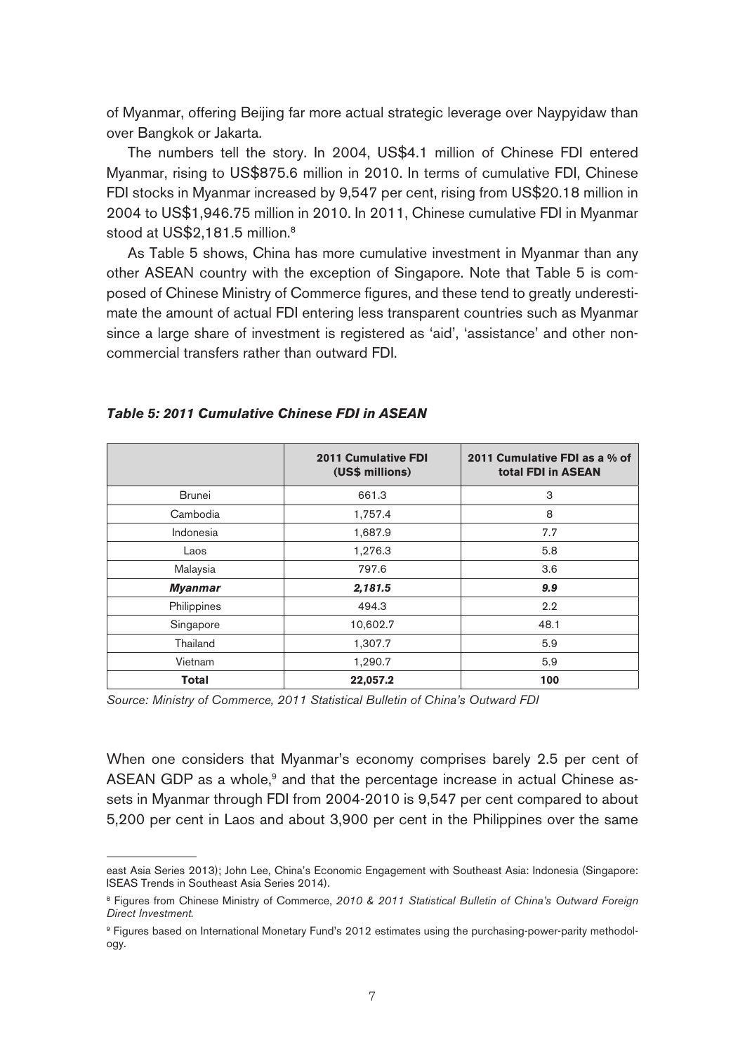of Myanmar, offering Beijing far more actual strategic leverage over Naypyidaw than over Bangkok or Jakarta.

The numbers tell the story. In 2004, US$4.1 million of Chinese FDI entered Myanmar, rising to US$875.6 million in 2010. In terms of cumulative FDI, Chinese FDI stocks in Myanmar increased by 9,547 per cent, rising from US$20.18 million in 2004 to US$1,946.75 million in 2010. In 2011, Chinese cumulative FDI in Myanmar stood at US$2,181.5 million.[8]

As Table 5 shows, China has more cumulative investment in Myanmar than any other ASEAN country with the exception of Singapore. Note that Table 5 is composed of Chinese Ministry of Commerce figures, and these tend to greatly underestimate the amount of actual FDI entering less transparent countries such as Myanmar since a large share of investment is registered as 'aid', 'assistance' and other non-commercial transfers rather than outward FDI.

***Table 5: 2011 Cumulative Chinese FDI in ASEAN***

| | **2011 Cumulative FDI (US$ millions)** | **2011 Cumulative FDI as a % of total FDI in ASEAN** |
|---|---|---|
| Brunei | 661.3 | 3 |
| Cambodia | 1,757.4 | 8 |
| Indonesia | 1,687.9 | 7.7 |
| Laos | 1,276.3 | 5.8 |
| Malaysia | 797.6 | 3.6 |
| ***Myanmar*** | ***2,181.5*** | ***9.9*** |
| Philippines | 494.3 | 2.2 |
| Singapore | 10,602.7 | 48.1 |
| Thailand | 1,307.7 | 5.9 |
| Vietnam | 1,290.7 | 5.9 |
| **Total** | **22,057.2** | **100** |

*Source: Ministry of Commerce, 2011 Statistical Bulletin of China's Outward FDI*

When one considers that Myanmar's economy comprises barely 2.5 per cent of ASEAN GDP as a whole,[9] and that the percentage increase in actual Chinese assets in Myanmar through FDI from 2004-2010 is 9,547 per cent compared to about 5,200 per cent in Laos and about 3,900 per cent in the Philippines over the same

---

east Asia Series 2013); John Lee, China's Economic Engagement with Southeast Asia: Indonesia (Singapore: ISEAS Trends in Southeast Asia Series 2014).

[8] Figures from Chinese Ministry of Commerce, *2010 & 2011 Statistical Bulletin of China's Outward Foreign Direct Investment.*

[9] Figures based on International Monetary Fund's 2012 estimates using the purchasing-power-parity methodology.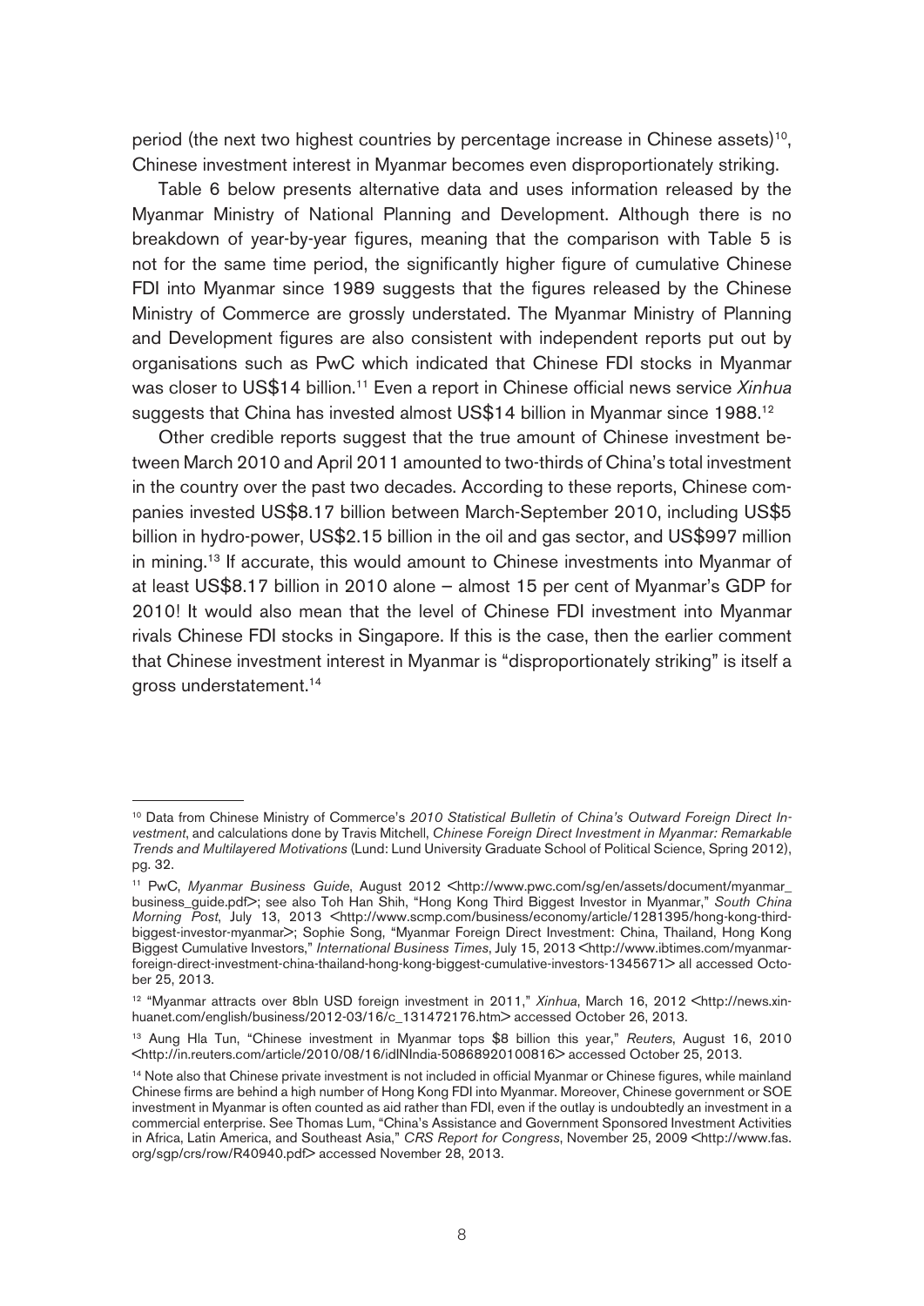period (the next two highest countries by percentage increase in Chinese assets)[10], Chinese investment interest in Myanmar becomes even disproportionately striking.

Table 6 below presents alternative data and uses information released by the Myanmar Ministry of National Planning and Development. Although there is no breakdown of year-by-year figures, meaning that the comparison with Table 5 is not for the same time period, the significantly higher figure of cumulative Chinese FDI into Myanmar since 1989 suggests that the figures released by the Chinese Ministry of Commerce are grossly understated. The Myanmar Ministry of Planning and Development figures are also consistent with independent reports put out by organisations such as PwC which indicated that Chinese FDI stocks in Myanmar was closer to US$14 billion.[11] Even a report in Chinese official news service *Xinhua* suggests that China has invested almost US$14 billion in Myanmar since 1988.[12]

Other credible reports suggest that the true amount of Chinese investment between March 2010 and April 2011 amounted to two-thirds of China's total investment in the country over the past two decades. According to these reports, Chinese companies invested US$8.17 billion between March-September 2010, including US$5 billion in hydro-power, US$2.15 billion in the oil and gas sector, and US$997 million in mining.[13] If accurate, this would amount to Chinese investments into Myanmar of at least US$8.17 billion in 2010 alone – almost 15 per cent of Myanmar's GDP for 2010! It would also mean that the level of Chinese FDI investment into Myanmar rivals Chinese FDI stocks in Singapore. If this is the case, then the earlier comment that Chinese investment interest in Myanmar is "disproportionately striking" is itself a gross understatement.[14]

---

[10] Data from Chinese Ministry of Commerce's *2010 Statistical Bulletin of China's Outward Foreign Direct Investment*, and calculations done by Travis Mitchell, *Chinese Foreign Direct Investment in Myanmar: Remarkable Trends and Multilayered Motivations* (Lund: Lund University Graduate School of Political Science, Spring 2012), pg. 32.

[11] PwC, *Myanmar Business Guide*, August 2012 <http://www.pwc.com/sg/en/assets/document/myanmar_business_guide.pdf>; see also Toh Han Shih, "Hong Kong Third Biggest Investor in Myanmar," *South China Morning Post*, July 13, 2013 <http://www.scmp.com/business/economy/article/1281395/hong-kong-third-biggest-investor-myanmar>; Sophie Song, "Myanmar Foreign Direct Investment: China, Thailand, Hong Kong Biggest Cumulative Investors," *International Business Times*, July 15, 2013 <http://www.ibtimes.com/myanmar-foreign-direct-investment-china-thailand-hong-kong-biggest-cumulative-investors-1345671> all accessed October 25, 2013.

[12] "Myanmar attracts over 8bln USD foreign investment in 2011," *Xinhua*, March 16, 2012 <http://news.xinhuanet.com/english/business/2012-03/16/c_131472176.htm> accessed October 26, 2013.

[13] Aung Hla Tun, "Chinese investment in Myanmar tops $8 billion this year," *Reuters*, August 16, 2010 <http://in.reuters.com/article/2010/08/16/idINIndia-50868920100816> accessed October 25, 2013.

[14] Note also that Chinese private investment is not included in official Myanmar or Chinese figures, while mainland Chinese firms are behind a high number of Hong Kong FDI into Myanmar. Moreover, Chinese government or SOE investment in Myanmar is often counted as aid rather than FDI, even if the outlay is undoubtedly an investment in a commercial enterprise. See Thomas Lum, "China's Assistance and Government Sponsored Investment Activities in Africa, Latin America, and Southeast Asia," *CRS Report for Congress*, November 25, 2009 <http://www.fas.org/sgp/crs/row/R40940.pdf> accessed November 28, 2013.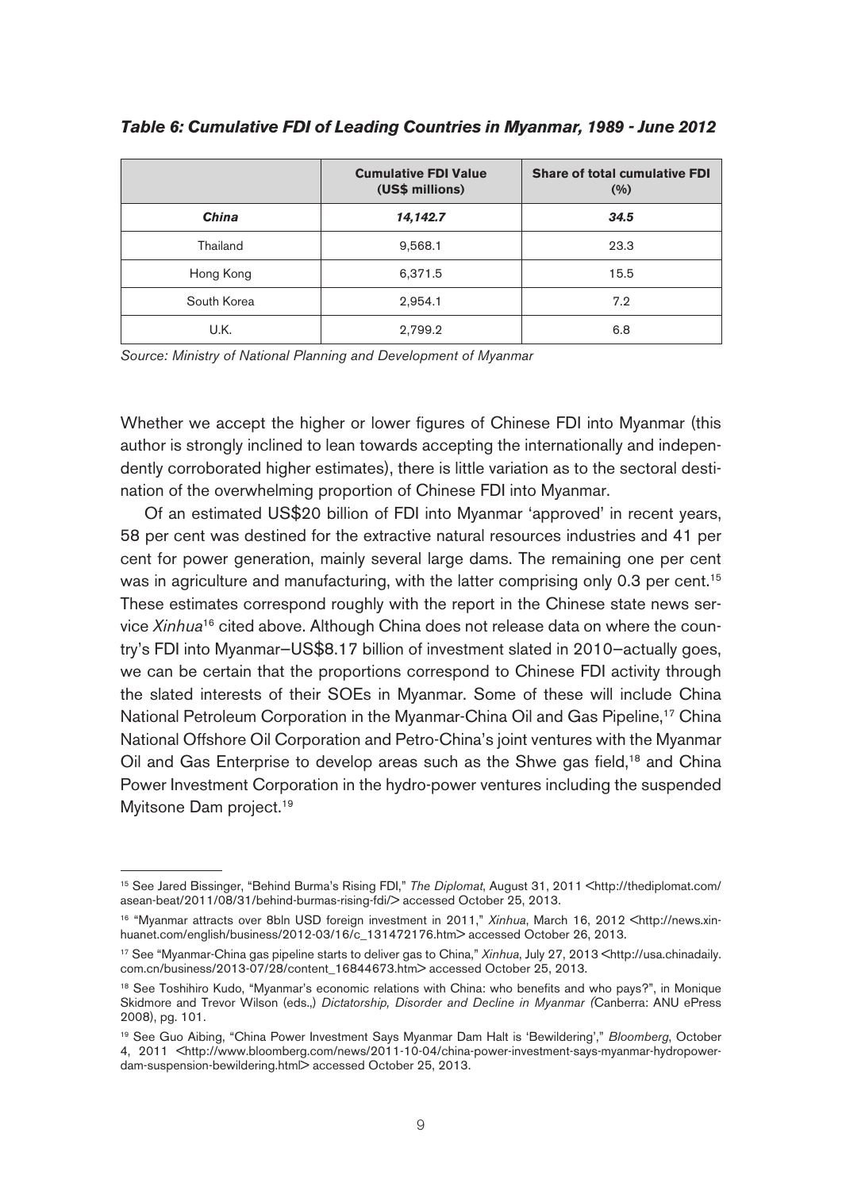***Table 6: Cumulative FDI of Leading Countries in Myanmar, 1989 - June 2012***

| | Cumulative FDI Value (US$ millions) | Share of total cumulative FDI (%) |
|---|---|---|
| ***China*** | ***14,142.7*** | ***34.5*** |
| Thailand | 9,568.1 | 23.3 |
| Hong Kong | 6,371.5 | 15.5 |
| South Korea | 2,954.1 | 7.2 |
| U.K. | 2,799.2 | 6.8 |

*Source: Ministry of National Planning and Development of Myanmar*

Whether we accept the higher or lower figures of Chinese FDI into Myanmar (this author is strongly inclined to lean towards accepting the internationally and independently corroborated higher estimates), there is little variation as to the sectoral destination of the overwhelming proportion of Chinese FDI into Myanmar.

Of an estimated US$20 billion of FDI into Myanmar 'approved' in recent years, 58 per cent was destined for the extractive natural resources industries and 41 per cent for power generation, mainly several large dams. The remaining one per cent was in agriculture and manufacturing, with the latter comprising only 0.3 per cent.[15] These estimates correspond roughly with the report in the Chinese state news service *Xinhua*[16] cited above. Although China does not release data on where the country's FDI into Myanmar–US$8.17 billion of investment slated in 2010–actually goes, we can be certain that the proportions correspond to Chinese FDI activity through the slated interests of their SOEs in Myanmar. Some of these will include China National Petroleum Corporation in the Myanmar-China Oil and Gas Pipeline,[17] China National Offshore Oil Corporation and Petro-China's joint ventures with the Myanmar Oil and Gas Enterprise to develop areas such as the Shwe gas field,[18] and China Power Investment Corporation in the hydro-power ventures including the suspended Myitsone Dam project.[19]

---

[15] See Jared Bissinger, "Behind Burma's Rising FDI," *The Diplomat*, August 31, 2011 <http://thediplomat.com/asean-beat/2011/08/31/behind-burmas-rising-fdi/> accessed October 25, 2013.

[16] "Myanmar attracts over 8bln USD foreign investment in 2011," *Xinhua*, March 16, 2012 <http://news.xinhuanet.com/english/business/2012-03/16/c_131472176.htm> accessed October 26, 2013.

[17] See "Myanmar-China gas pipeline starts to deliver gas to China," *Xinhua*, July 27, 2013 <http://usa.chinadaily.com.cn/business/2013-07/28/content_16844673.htm> accessed October 25, 2013.

[18] See Toshihiro Kudo, "Myanmar's economic relations with China: who benefits and who pays?", in Monique Skidmore and Trevor Wilson (eds.,) *Dictatorship, Disorder and Decline in Myanmar (*Canberra: ANU ePress 2008), pg. 101.

[19] See Guo Aibing, "China Power Investment Says Myanmar Dam Halt is 'Bewildering'," *Bloomberg*, October 4, 2011 <http://www.bloomberg.com/news/2011-10-04/china-power-investment-says-myanmar-hydropower-dam-suspension-bewildering.html> accessed October 25, 2013.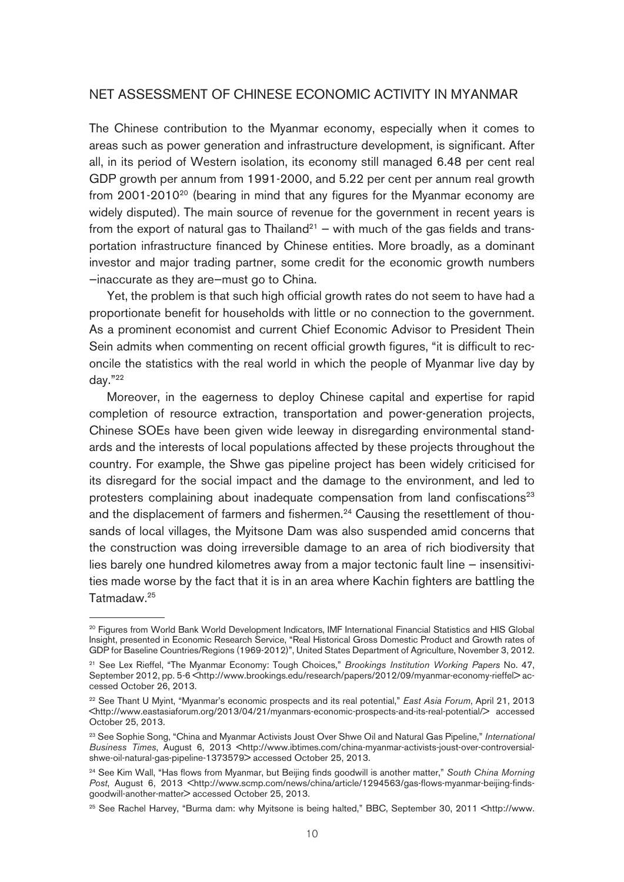## NET ASSESSMENT OF CHINESE ECONOMIC ACTIVITY IN MYANMAR

The Chinese contribution to the Myanmar economy, especially when it comes to areas such as power generation and infrastructure development, is significant. After all, in its period of Western isolation, its economy still managed 6.48 per cent real GDP growth per annum from 1991-2000, and 5.22 per cent per annum real growth from 2001-2010[20] (bearing in mind that any figures for the Myanmar economy are widely disputed). The main source of revenue for the government in recent years is from the export of natural gas to Thailand[21] – with much of the gas fields and transportation infrastructure financed by Chinese entities. More broadly, as a dominant investor and major trading partner, some credit for the economic growth numbers –inaccurate as they are–must go to China.

Yet, the problem is that such high official growth rates do not seem to have had a proportionate benefit for households with little or no connection to the government. As a prominent economist and current Chief Economic Advisor to President Thein Sein admits when commenting on recent official growth figures, "it is difficult to reconcile the statistics with the real world in which the people of Myanmar live day by day."[22]

Moreover, in the eagerness to deploy Chinese capital and expertise for rapid completion of resource extraction, transportation and power-generation projects, Chinese SOEs have been given wide leeway in disregarding environmental standards and the interests of local populations affected by these projects throughout the country. For example, the Shwe gas pipeline project has been widely criticised for its disregard for the social impact and the damage to the environment, and led to protesters complaining about inadequate compensation from land confiscations[23] and the displacement of farmers and fishermen.[24] Causing the resettlement of thousands of local villages, the Myitsone Dam was also suspended amid concerns that the construction was doing irreversible damage to an area of rich biodiversity that lies barely one hundred kilometres away from a major tectonic fault line – insensitivities made worse by the fact that it is in an area where Kachin fighters are battling the Tatmadaw.[25]

---

[20] Figures from World Bank World Development Indicators, IMF International Financial Statistics and HIS Global Insight, presented in Economic Research Service, "Real Historical Gross Domestic Product and Growth rates of GDP for Baseline Countries/Regions (1969-2012)", United States Department of Agriculture, November 3, 2012.

[21] See Lex Rieffel, "The Myanmar Economy: Tough Choices," *Brookings Institution Working Papers* No. 47, September 2012, pp. 5-6 <http://www.brookings.edu/research/papers/2012/09/myanmar-economy-rieffel> accessed October 26, 2013.

[22] See Thant U Myint, "Myanmar's economic prospects and its real potential," *East Asia Forum*, April 21, 2013 <http://www.eastasiaforum.org/2013/04/21/myanmars-economic-prospects-and-its-real-potential/> accessed October 25, 2013.

[23] See Sophie Song, "China and Myanmar Activists Joust Over Shwe Oil and Natural Gas Pipeline," *International Business Times*, August 6, 2013 <http://www.ibtimes.com/china-myanmar-activists-joust-over-controversial-shwe-oil-natural-gas-pipeline-1373579> accessed October 25, 2013.

[24] See Kim Wall, "Has flows from Myanmar, but Beijing finds goodwill is another matter," *South China Morning Post*, August 6, 2013 <http://www.scmp.com/news/china/article/1294563/gas-flows-myanmar-beijing-finds-goodwill-another-matter> accessed October 25, 2013.

[25] See Rachel Harvey, "Burma dam: why Myitsone is being halted," BBC, September 30, 2011 <http://www.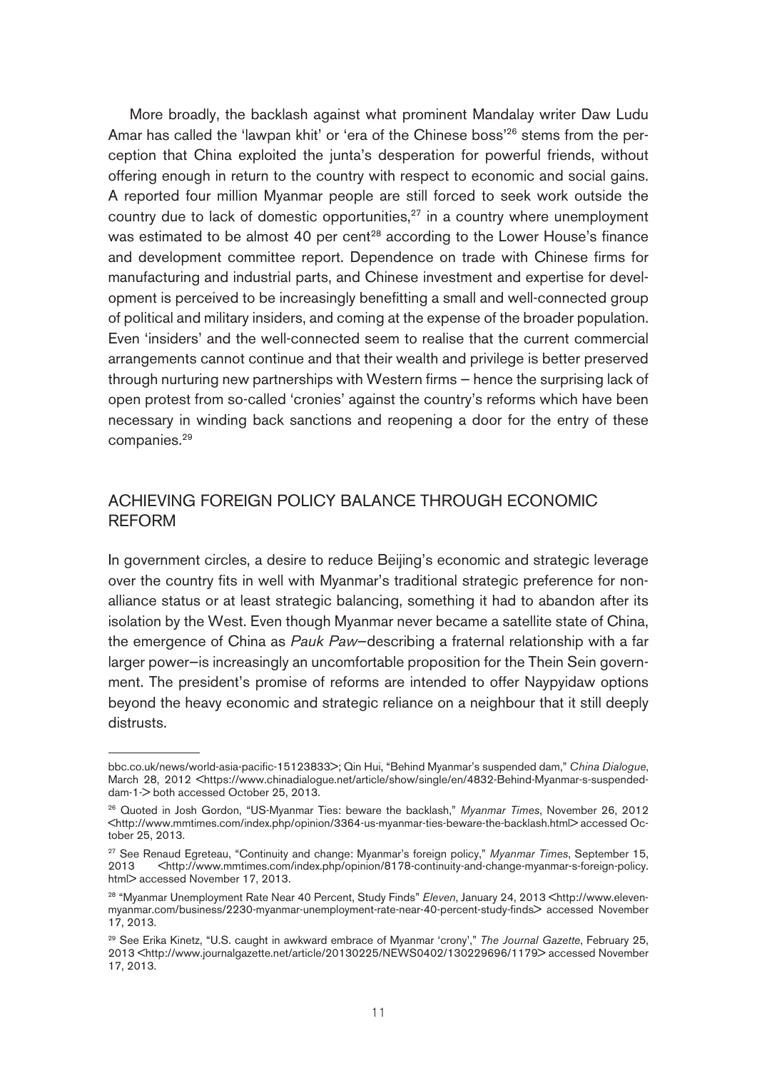More broadly, the backlash against what prominent Mandalay writer Daw Ludu Amar has called the 'lawpan khit' or 'era of the Chinese boss'[26] stems from the perception that China exploited the junta's desperation for powerful friends, without offering enough in return to the country with respect to economic and social gains. A reported four million Myanmar people are still forced to seek work outside the country due to lack of domestic opportunities,[27] in a country where unemployment was estimated to be almost 40 per cent[28] according to the Lower House's finance and development committee report. Dependence on trade with Chinese firms for manufacturing and industrial parts, and Chinese investment and expertise for development is perceived to be increasingly benefitting a small and well-connected group of political and military insiders, and coming at the expense of the broader population. Even 'insiders' and the well-connected seem to realise that the current commercial arrangements cannot continue and that their wealth and privilege is better preserved through nurturing new partnerships with Western firms – hence the surprising lack of open protest from so-called 'cronies' against the country's reforms which have been necessary in winding back sanctions and reopening a door for the entry of these companies.[29]

## ACHIEVING FOREIGN POLICY BALANCE THROUGH ECONOMIC REFORM

In government circles, a desire to reduce Beijing's economic and strategic leverage over the country fits in well with Myanmar's traditional strategic preference for non-alliance status or at least strategic balancing, something it had to abandon after its isolation by the West. Even though Myanmar never became a satellite state of China, the emergence of China as *Pauk Paw*–describing a fraternal relationship with a far larger power–is increasingly an uncomfortable proposition for the Thein Sein government. The president's promise of reforms are intended to offer Naypyidaw options beyond the heavy economic and strategic reliance on a neighbour that it still deeply distrusts.

---

bbc.co.uk/news/world-asia-pacific-15123833>; Qin Hui, "Behind Myanmar's suspended dam," *China Dialogue*, March 28, 2012 <https://www.chinadialogue.net/article/show/single/en/4832-Behind-Myanmar-s-suspended-dam-1-> both accessed October 25, 2013.

[26] Quoted in Josh Gordon, "US-Myanmar Ties: beware the backlash," *Myanmar Times*, November 26, 2012 <http://www.mmtimes.com/index.php/opinion/3364-us-myanmar-ties-beware-the-backlash.html> accessed October 25, 2013.

[27] See Renaud Egreteau, "Continuity and change: Myanmar's foreign policy," *Myanmar Times*, September 15, 2013 <http://www.mmtimes.com/index.php/opinion/8178-continuity-and-change-myanmar-s-foreign-policy.html> accessed November 17, 2013.

[28] "Myanmar Unemployment Rate Near 40 Percent, Study Finds" *Eleven*, January 24, 2013 <http://www.elevenmyanmar.com/business/2230-myanmar-unemployment-rate-near-40-percent-study-finds> accessed November 17, 2013.

[29] See Erika Kinetz, "U.S. caught in awkward embrace of Myanmar 'crony'," *The Journal Gazette*, February 25, 2013 <http://www.journalgazette.net/article/20130225/NEWS0402/130229696/1179> accessed November 17, 2013.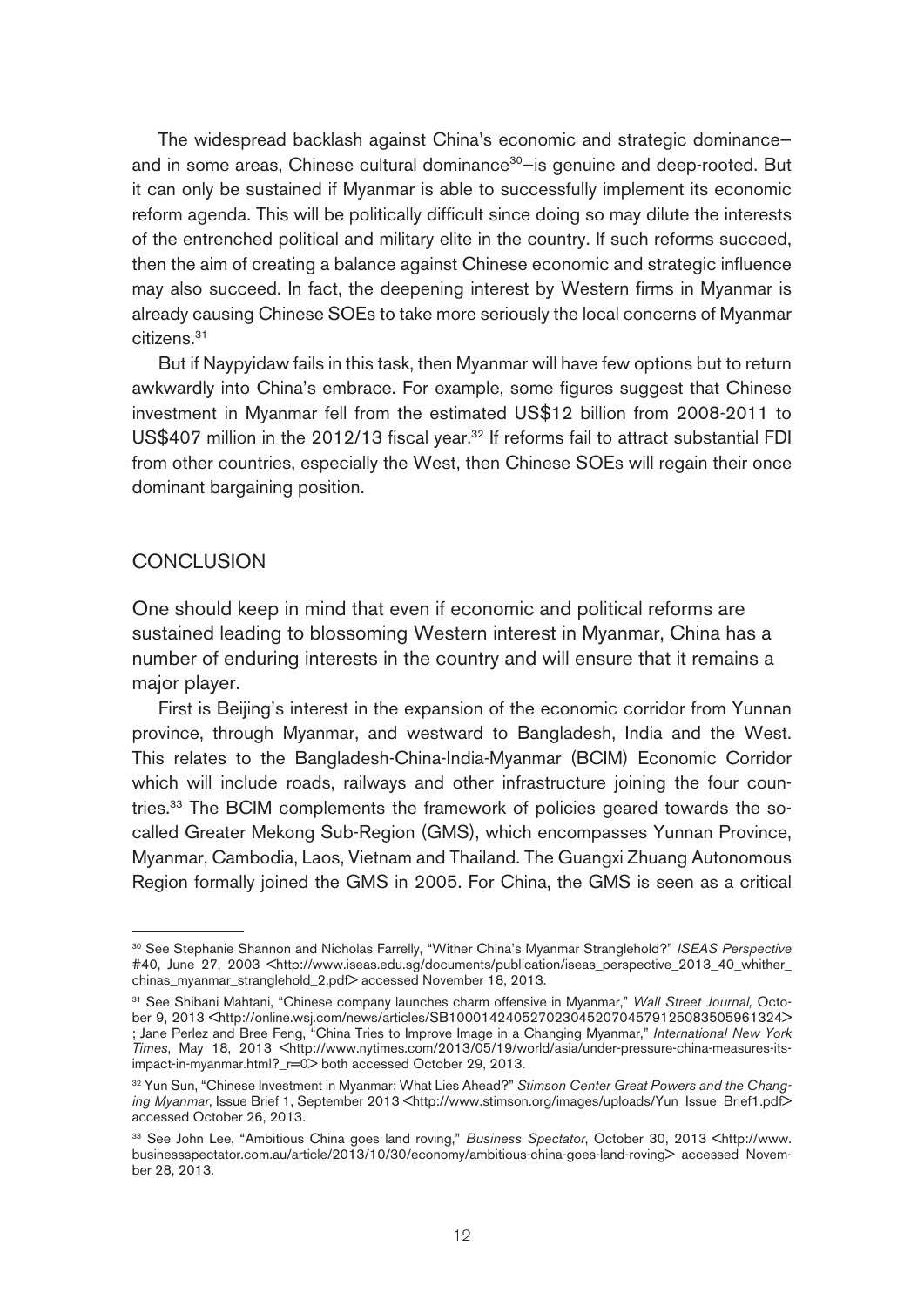The widespread backlash against China's economic and strategic dominance–and in some areas, Chinese cultural dominance[30]–is genuine and deep-rooted. But it can only be sustained if Myanmar is able to successfully implement its economic reform agenda. This will be politically difficult since doing so may dilute the interests of the entrenched political and military elite in the country. If such reforms succeed, then the aim of creating a balance against Chinese economic and strategic influence may also succeed. In fact, the deepening interest by Western firms in Myanmar is already causing Chinese SOEs to take more seriously the local concerns of Myanmar citizens.[31]

But if Naypyidaw fails in this task, then Myanmar will have few options but to return awkwardly into China's embrace. For example, some figures suggest that Chinese investment in Myanmar fell from the estimated US$12 billion from 2008-2011 to US$407 million in the 2012/13 fiscal year.[32] If reforms fail to attract substantial FDI from other countries, especially the West, then Chinese SOEs will regain their once dominant bargaining position.

## CONCLUSION

One should keep in mind that even if economic and political reforms are sustained leading to blossoming Western interest in Myanmar, China has a number of enduring interests in the country and will ensure that it remains a major player.

First is Beijing's interest in the expansion of the economic corridor from Yunnan province, through Myanmar, and westward to Bangladesh, India and the West. This relates to the Bangladesh-China-India-Myanmar (BCIM) Economic Corridor which will include roads, railways and other infrastructure joining the four countries.[33] The BCIM complements the framework of policies geared towards the so-called Greater Mekong Sub-Region (GMS), which encompasses Yunnan Province, Myanmar, Cambodia, Laos, Vietnam and Thailand. The Guangxi Zhuang Autonomous Region formally joined the GMS in 2005. For China, the GMS is seen as a critical

---

[30] See Stephanie Shannon and Nicholas Farrelly, "Wither China's Myanmar Stranglehold?" *ISEAS Perspective* #40, June 27, 2003 <http://www.iseas.edu.sg/documents/publication/iseas_perspective_2013_40_whither_chinas_myanmar_stranglehold_2.pdf> accessed November 18, 2013.

[31] See Shibani Mahtani, "Chinese company launches charm offensive in Myanmar," *Wall Street Journal,* October 9, 2013 <http://online.wsj.com/news/articles/SB10001424052702304520704579125083505961324> ; Jane Perlez and Bree Feng, "China Tries to Improve Image in a Changing Myanmar," *International New York Times*, May 18, 2013 <http://www.nytimes.com/2013/05/19/world/asia/under-pressure-china-measures-its-impact-in-myanmar.html?_r=0> both accessed October 29, 2013.

[32] Yun Sun, "Chinese Investment in Myanmar: What Lies Ahead?" *Stimson Center Great Powers and the Changing Myanmar*, Issue Brief 1, September 2013 <http://www.stimson.org/images/uploads/Yun_Issue_Brief1.pdf> accessed October 26, 2013.

[33] See John Lee, "Ambitious China goes land roving," *Business Spectator*, October 30, 2013 <http://www.businessspectator.com.au/article/2013/10/30/economy/ambitious-china-goes-land-roving> accessed November 28, 2013.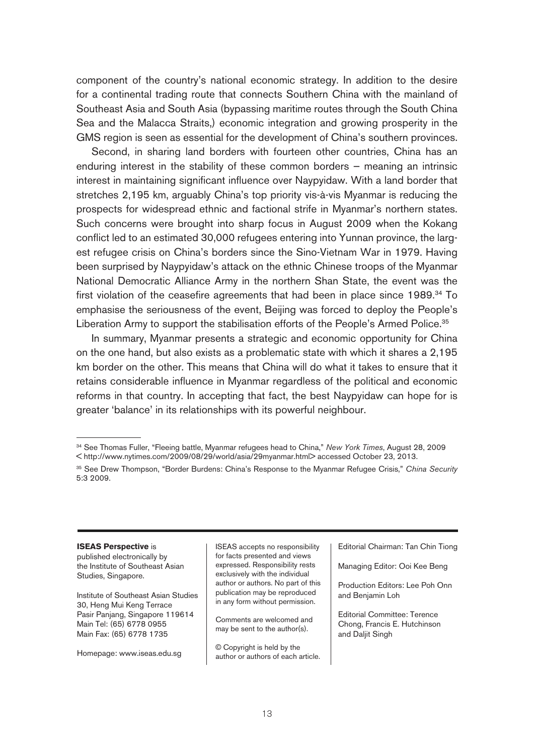component of the country's national economic strategy. In addition to the desire for a continental trading route that connects Southern China with the mainland of Southeast Asia and South Asia (bypassing maritime routes through the South China Sea and the Malacca Straits,) economic integration and growing prosperity in the GMS region is seen as essential for the development of China's southern provinces.

Second, in sharing land borders with fourteen other countries, China has an enduring interest in the stability of these common borders – meaning an intrinsic interest in maintaining significant influence over Naypyidaw. With a land border that stretches 2,195 km, arguably China's top priority vis-à-vis Myanmar is reducing the prospects for widespread ethnic and factional strife in Myanmar's northern states. Such concerns were brought into sharp focus in August 2009 when the Kokang conflict led to an estimated 30,000 refugees entering into Yunnan province, the largest refugee crisis on China's borders since the Sino-Vietnam War in 1979. Having been surprised by Naypyidaw's attack on the ethnic Chinese troops of the Myanmar National Democratic Alliance Army in the northern Shan State, the event was the first violation of the ceasefire agreements that had been in place since 1989.[34] To emphasise the seriousness of the event, Beijing was forced to deploy the People's Liberation Army to support the stabilisation efforts of the People's Armed Police.[35]

In summary, Myanmar presents a strategic and economic opportunity for China on the one hand, but also exists as a problematic state with which it shares a 2,195 km border on the other. This means that China will do what it takes to ensure that it retains considerable influence in Myanmar regardless of the political and economic reforms in that country. In accepting that fact, the best Naypyidaw can hope for is greater 'balance' in its relationships with its powerful neighbour.

---

[34] See Thomas Fuller, "Fleeing battle, Myanmar refugees head to China," *New York Times*, August 28, 2009 < http://www.nytimes.com/2009/08/29/world/asia/29myanmar.html> accessed October 23, 2013.

[35] See Drew Thompson, "Border Burdens: China's Response to the Myanmar Refugee Crisis," *China Security* 5:3 2009.

---

**ISEAS Perspective** is published electronically by the Institute of Southeast Asian Studies, Singapore.

Institute of Southeast Asian Studies
30, Heng Mui Keng Terrace
Pasir Panjang, Singapore 119614
Main Tel: (65) 6778 0955
Main Fax: (65) 6778 1735

Homepage: www.iseas.edu.sg

ISEAS accepts no responsibility for facts presented and views expressed. Responsibility rests exclusively with the individual author or authors. No part of this publication may be reproduced in any form without permission.

Comments are welcomed and may be sent to the author(s).

© Copyright is held by the author or authors of each article.

Editorial Chairman: Tan Chin Tiong

Managing Editor: Ooi Kee Beng

Production Editors: Lee Poh Onn and Benjamin Loh

Editorial Committee: Terence Chong, Francis E. Hutchinson and Daljit Singh